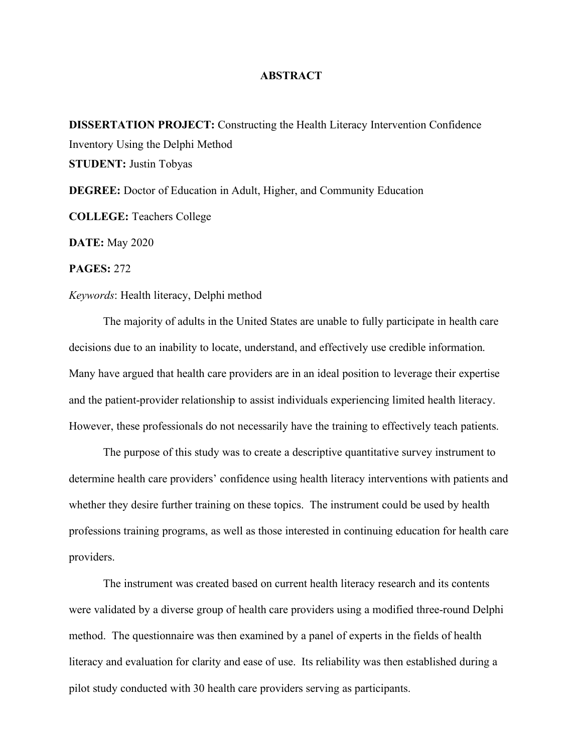# ABSTRACT

**DISSERTATION PROJECT:** Constructing the Health Literacy Intervention Confidence Inventory Using the Delphi Method

**STUDENT:** Justin Tobyas

**DEGREE:** Doctor of Education in Adult, Higher, and Community Education

**COLLEGE:** Teachers College

**DATE:** May 2020

**PAGES:** 272

*Keywords*: Health literacy, Delphi method

The majority of adults in the United States are unable to fully participate in health care decisions due to an inability to locate, understand, and effectively use credible information. Many have argued that health care providers are in an ideal position to leverage their expertise and the patient-provider relationship to assist individuals experiencing limited health literacy. However, these professionals do not necessarily have the training to effectively teach patients.

The purpose of this study was to create a descriptive quantitative survey instrument to determine health care providers' confidence using health literacy interventions with patients and whether they desire further training on these topics. The instrument could be used by health professions training programs, as well as those interested in continuing education for health care providers.

The instrument was created based on current health literacy research and its contents were validated by a diverse group of health care providers using a modified three-round Delphi method. The questionnaire was then examined by a panel of experts in the fields of health literacy and evaluation for clarity and ease of use. Its reliability was then established during a pilot study conducted with 30 health care providers serving as participants.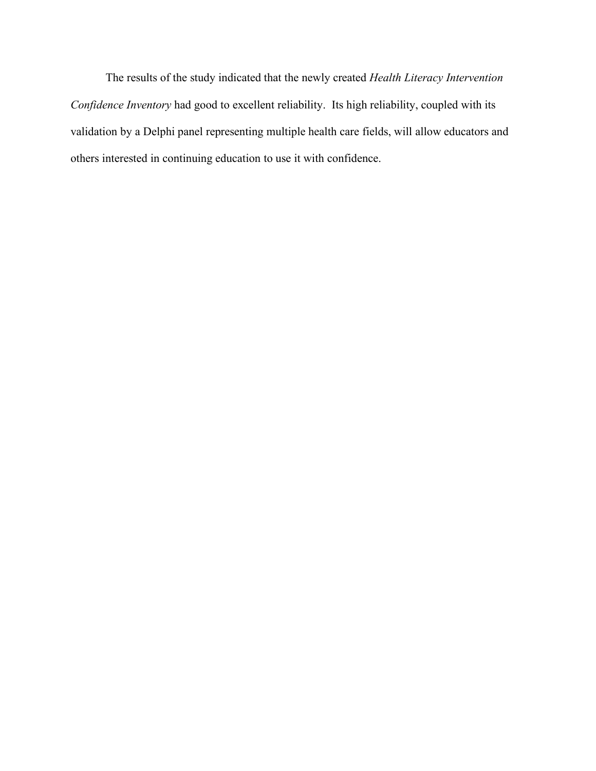The results of the study indicated that the newly created *Health Literacy Intervention Confidence Inventory* had good to excellent reliability. Its high reliability, coupled with its validation by a Delphi panel representing multiple health care fields, will allow educators and others interested in continuing education to use it with confidence.